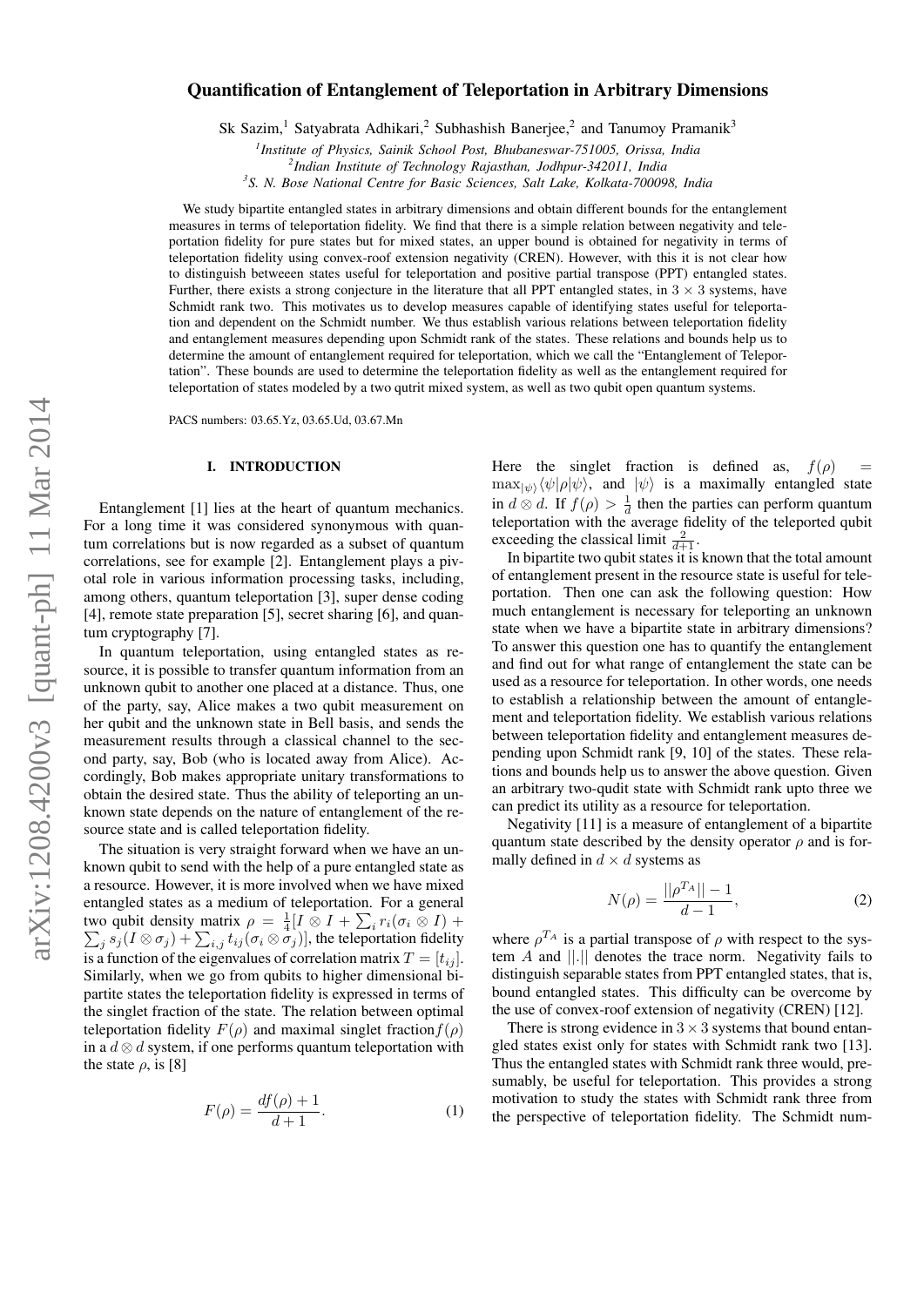# Quantification of Entanglement of Teleportation in Arbitrary Dimensions

Sk Sazim,[1] Satyabrata Adhikari,[2] Subhashish Banerjee,[2] and Tanumoy Pramanik[3]

[1] *Institute of Physics, Sainik School Post, Bhubaneswar-751005, Orissa, India*
[2] *Indian Institute of Technology Rajasthan, Jodhpur-342011, India*
[3] *S. N. Bose National Centre for Basic Sciences, Salt Lake, Kolkata-700098, India*

We study bipartite entangled states in arbitrary dimensions and obtain different bounds for the entanglement measures in terms of teleportation fidelity. We find that there is a simple relation between negativity and teleportation fidelity for pure states but for mixed states, an upper bound is obtained for negativity in terms of teleportation fidelity using convex-roof extension negativity (CREN). However, with this it is not clear how to distinguish betweeen states useful for teleportation and positive partial transpose (PPT) entangled states. Further, there exists a strong conjecture in the literature that all PPT entangled states, in $3 \times 3$ systems, have Schmidt rank two. This motivates us to develop measures capable of identifying states useful for teleportation and dependent on the Schmidt number. We thus establish various relations between teleportation fidelity and entanglement measures depending upon Schmidt rank of the states. These relations and bounds help us to determine the amount of entanglement required for teleportation, which we call the "Entanglement of Teleportation". These bounds are used to determine the teleportation fidelity as well as the entanglement required for teleportation of states modeled by a two qutrit mixed system, as well as two qubit open quantum systems.

PACS numbers: 03.65.Yz, 03.65.Ud, 03.67.Mn

## I. INTRODUCTION

Entanglement [1] lies at the heart of quantum mechanics. For a long time it was considered synonymous with quantum correlations but is now regarded as a subset of quantum correlations, see for example [2]. Entanglement plays a pivotal role in various information processing tasks, including, among others, quantum teleportation [3], super dense coding [4], remote state preparation [5], secret sharing [6], and quantum cryptography [7].

In quantum teleportation, using entangled states as resource, it is possible to transfer quantum information from an unknown qubit to another one placed at a distance. Thus, one of the party, say, Alice makes a two qubit measurement on her qubit and the unknown state in Bell basis, and sends the measurement results through a classical channel to the second party, say, Bob (who is located away from Alice). Accordingly, Bob makes appropriate unitary transformations to obtain the desired state. Thus the ability of teleporting an unknown state depends on the nature of entanglement of the resource state and is called teleportation fidelity.

The situation is very straight forward when we have an unknown qubit to send with the help of a pure entangled state as a resource. However, it is more involved when we have mixed entangled states as a medium of teleportation. For a general two qubit density matrix $\rho = \frac{1}{4}[I \otimes I + \sum_i r_i(\sigma_i \otimes I) + \sum_j s_j(I \otimes \sigma_j) + \sum_{i,j} t_{ij}(\sigma_i \otimes \sigma_j)]$, the teleportation fidelity is a function of the eigenvalues of correlation matrix $T = [t_{ij}]$. Similarly, when we go from qubits to higher dimensional bipartite states the teleportation fidelity is expressed in terms of the singlet fraction of the state. The relation between optimal teleportation fidelity $F(\rho)$ and maximal singlet fraction $f(\rho)$ in a $d \otimes d$ system, if one performs quantum teleportation with the state $\rho$, is [8]

$$F(\rho) = \frac{df(\rho) + 1}{d + 1}. \tag{1}$$

Here the singlet fraction is defined as, $f(\rho) = \max_{|\psi\rangle}\langle\psi|\rho|\psi\rangle$, and $|\psi\rangle$ is a maximally entangled state in $d \otimes d$. If $f(\rho) > \frac{1}{d}$ then the parties can perform quantum teleportation with the average fidelity of the teleported qubit exceeding the classical limit $\frac{2}{d+1}$.

In bipartite two qubit states it is known that the total amount of entanglement present in the resource state is useful for teleportation. Then one can ask the following question: How much entanglement is necessary for teleporting an unknown state when we have a bipartite state in arbitrary dimensions? To answer this question one has to quantify the entanglement and find out for what range of entanglement the state can be used as a resource for teleportation. In other words, one needs to establish a relationship between the amount of entanglement and teleportation fidelity. We establish various relations between teleportation fidelity and entanglement measures depending upon Schmidt rank [9, 10] of the states. These relations and bounds help us to answer the above question. Given an arbitrary two-qudit state with Schmidt rank upto three we can predict its utility as a resource for teleportation.

Negativity [11] is a measure of entanglement of a bipartite quantum state described by the density operator $\rho$ and is formally defined in $d \times d$ systems as

$$N(\rho) = \frac{||\rho^{T_A}|| - 1}{d - 1}, \tag{2}$$

where $\rho^{T_A}$ is a partial transpose of $\rho$ with respect to the system $A$ and $||.||$ denotes the trace norm. Negativity fails to distinguish separable states from PPT entangled states, that is, bound entangled states. This difficulty can be overcome by the use of convex-roof extension of negativity (CREN) [12].

There is strong evidence in $3 \times 3$ systems that bound entangled states exist only for states with Schmidt rank two [13]. Thus the entangled states with Schmidt rank three would, presumably, be useful for teleportation. This provides a strong motivation to study the states with Schmidt rank three from the perspective of teleportation fidelity. The Schmidt num-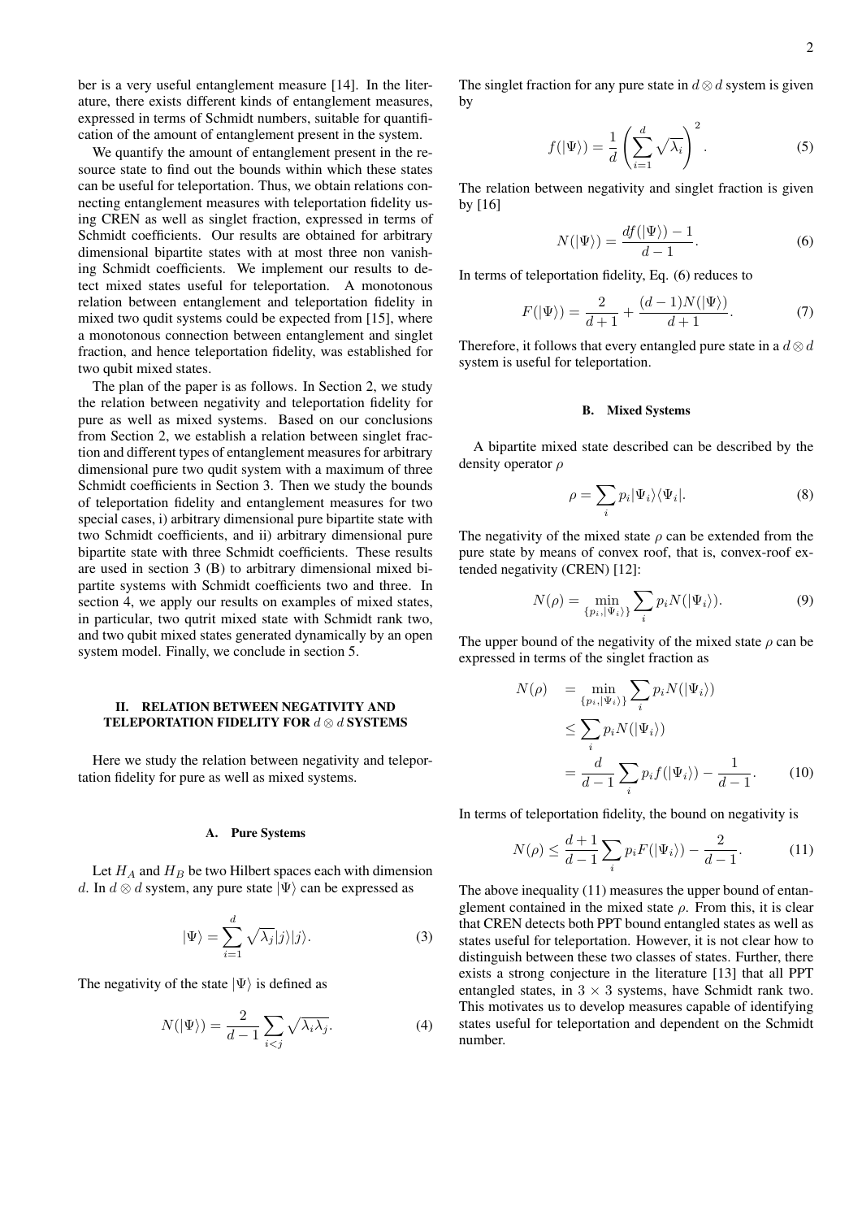ber is a very useful entanglement measure [14]. In the literature, there exists different kinds of entanglement measures, expressed in terms of Schmidt numbers, suitable for quantification of the amount of entanglement present in the system.

We quantify the amount of entanglement present in the resource state to find out the bounds within which these states can be useful for teleportation. Thus, we obtain relations connecting entanglement measures with teleportation fidelity using CREN as well as singlet fraction, expressed in terms of Schmidt coefficients. Our results are obtained for arbitrary dimensional bipartite states with at most three non vanishing Schmidt coefficients. We implement our results to detect mixed states useful for teleportation. A monotonous relation between entanglement and teleportation fidelity in mixed two qudit systems could be expected from [15], where a monotonous connection between entanglement and singlet fraction, and hence teleportation fidelity, was established for two qubit mixed states.

The plan of the paper is as follows. In Section 2, we study the relation between negativity and teleportation fidelity for pure as well as mixed systems. Based on our conclusions from Section 2, we establish a relation between singlet fraction and different types of entanglement measures for arbitrary dimensional pure two qudit system with a maximum of three Schmidt coefficients in Section 3. Then we study the bounds of teleportation fidelity and entanglement measures for two special cases, i) arbitrary dimensional pure bipartite state with two Schmidt coefficients, and ii) arbitrary dimensional pure bipartite state with three Schmidt coefficients. These results are used in section 3 (B) to arbitrary dimensional mixed bipartite systems with Schmidt coefficients two and three. In section 4, we apply our results on examples of mixed states, in particular, two qutrit mixed state with Schmidt rank two, and two qubit mixed states generated dynamically by an open system model. Finally, we conclude in section 5.

## II. RELATION BETWEEN NEGATIVITY AND TELEPORTATION FIDELITY FOR $d \otimes d$ SYSTEMS

Here we study the relation between negativity and teleportation fidelity for pure as well as mixed systems.

### A. Pure Systems

Let $H_A$ and $H_B$ be two Hilbert spaces each with dimension $d$. In $d \otimes d$ system, any pure state $|\Psi\rangle$ can be expressed as

$$|\Psi\rangle = \sum_{i=1}^{d} \sqrt{\lambda_j} |j\rangle |j\rangle. \tag{3}$$

The negativity of the state $|\Psi\rangle$ is defined as

$$N(|\Psi\rangle) = \frac{2}{d-1} \sum_{i<j} \sqrt{\lambda_i \lambda_j}. \tag{4}$$

The singlet fraction for any pure state in $d \otimes d$ system is given by

$$f(|\Psi\rangle) = \frac{1}{d} \left( \sum_{i=1}^{d} \sqrt{\lambda_i} \right)^2. \tag{5}$$

The relation between negativity and singlet fraction is given by [16]

$$N(|\Psi\rangle) = \frac{df(|\Psi\rangle) - 1}{d-1}. \tag{6}$$

In terms of teleportation fidelity, Eq. (6) reduces to

$$F(|\Psi\rangle) = \frac{2}{d+1} + \frac{(d-1)N(|\Psi\rangle)}{d+1}. \tag{7}$$

Therefore, it follows that every entangled pure state in a $d \otimes d$ system is useful for teleportation.

### B. Mixed Systems

A bipartite mixed state described can be described by the density operator $\rho$

$$\rho = \sum_i p_i |\Psi_i\rangle\langle\Psi_i|. \tag{8}$$

The negativity of the mixed state $\rho$ can be extended from the pure state by means of convex roof, that is, convex-roof extended negativity (CREN) [12]:

$$N(\rho) = \min_{\{p_i, |\Psi_i\rangle\}} \sum_i p_i N(|\Psi_i\rangle). \tag{9}$$

The upper bound of the negativity of the mixed state $\rho$ can be expressed in terms of the singlet fraction as

$$\begin{aligned} N(\rho) &= \min_{\{p_i, |\Psi_i\rangle\}} \sum_i p_i N(|\Psi_i\rangle) \\ &\leq \sum_i p_i N(|\Psi_i\rangle) \\ &= \frac{d}{d-1} \sum_i p_i f(|\Psi_i\rangle) - \frac{1}{d-1}. \end{aligned} \tag{10}$$

In terms of teleportation fidelity, the bound on negativity is

$$N(\rho) \leq \frac{d+1}{d-1} \sum_i p_i F(|\Psi_i\rangle) - \frac{2}{d-1}. \tag{11}$$

The above inequality (11) measures the upper bound of entanglement contained in the mixed state $\rho$. From this, it is clear that CREN detects both PPT bound entangled states as well as states useful for teleportation. However, it is not clear how to distinguish between these two classes of states. Further, there exists a strong conjecture in the literature [13] that all PPT entangled states, in $3 \times 3$ systems, have Schmidt rank two. This motivates us to develop measures capable of identifying states useful for teleportation and dependent on the Schmidt number.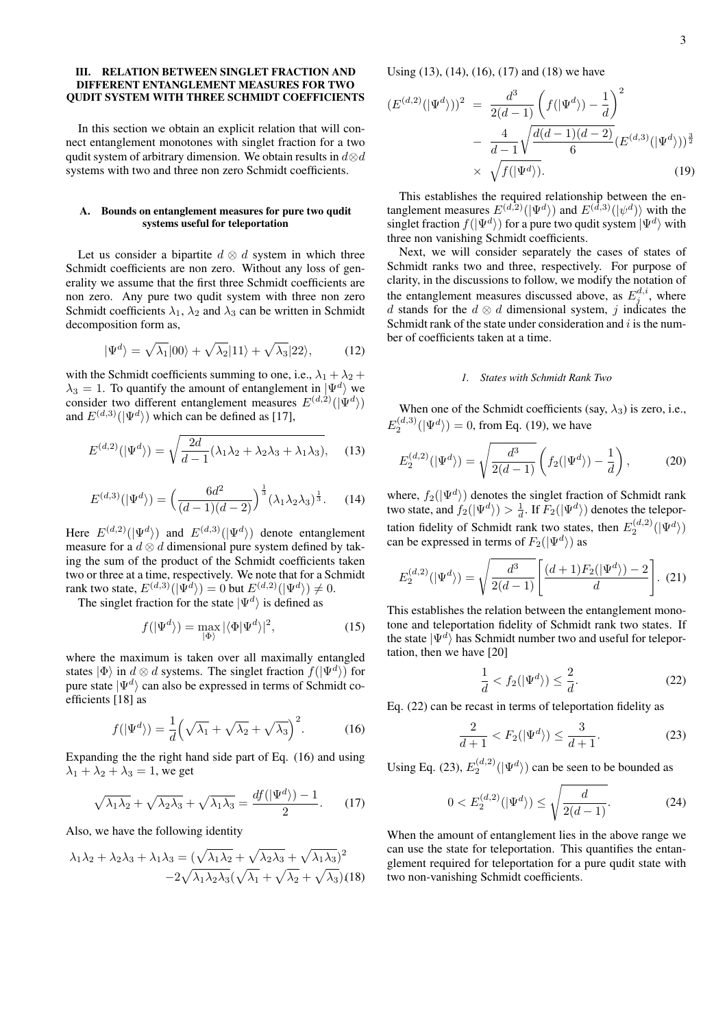## III. RELATION BETWEEN SINGLET FRACTION AND DIFFERENT ENTANGLEMENT MEASURES FOR TWO QUDIT SYSTEM WITH THREE SCHMIDT COEFFICIENTS

In this section we obtain an explicit relation that will connect entanglement monotones with singlet fraction for a two qudit system of arbitrary dimension. We obtain results in $d \otimes d$ systems with two and three non zero Schmidt coefficients.

### A. Bounds on entanglement measures for pure two qudit systems useful for teleportation

Let us consider a bipartite $d \otimes d$ system in which three Schmidt coefficients are non zero. Without any loss of generality we assume that the first three Schmidt coefficients are non zero. Any pure two qudit system with three non zero Schmidt coefficients $\lambda_1$, $\lambda_2$ and $\lambda_3$ can be written in Schmidt decomposition form as,

$$|\Psi^d\rangle = \sqrt{\lambda_1}|00\rangle + \sqrt{\lambda_2}|11\rangle + \sqrt{\lambda_3}|22\rangle, \tag{12}$$

with the Schmidt coefficients summing to one, i.e., $\lambda_1 + \lambda_2 + \lambda_3 = 1$. To quantify the amount of entanglement in $|\Psi^d\rangle$ we consider two different entanglement measures $E^{(d,2)}(|\Psi^d\rangle)$ and $E^{(d,3)}(|\Psi^d\rangle)$ which can be defined as [17],

$$E^{(d,2)}(|\Psi^d\rangle) = \sqrt{\frac{2d}{d-1}(\lambda_1\lambda_2 + \lambda_2\lambda_3 + \lambda_1\lambda_3)}, \tag{13}$$

$$E^{(d,3)}(|\Psi^d\rangle) = \Big(\frac{6d^2}{(d-1)(d-2)}\Big)^{\frac{1}{3}}(\lambda_1\lambda_2\lambda_3)^{\frac{1}{3}}. \tag{14}$$

Here $E^{(d,2)}(|\Psi^d\rangle)$ and $E^{(d,3)}(|\Psi^d\rangle)$ denote entanglement measure for a $d \otimes d$ dimensional pure system defined by taking the sum of the product of the Schmidt coefficients taken two or three at a time, respectively. We note that for a Schmidt rank two state, $E^{(d,3)}(|\Psi^d\rangle) = 0$ but $E^{(d,2)}(|\Psi^d\rangle) \neq 0$.

The singlet fraction for the state $|\Psi^d\rangle$ is defined as

$$f(|\Psi^d\rangle) = \max_{|\Phi\rangle} |\langle\Phi|\Psi^d\rangle|^2, \tag{15}$$

where the maximum is taken over all maximally entangled states $|\Phi\rangle$ in $d \otimes d$ systems. The singlet fraction $f(|\Psi^d\rangle)$ for pure state $|\Psi^d\rangle$ can also be expressed in terms of Schmidt coefficients [18] as

$$f(|\Psi^d\rangle) = \frac{1}{d}\Big(\sqrt{\lambda_1} + \sqrt{\lambda_2} + \sqrt{\lambda_3}\Big)^2. \tag{16}$$

Expanding the the right hand side part of Eq. (16) and using $\lambda_1 + \lambda_2 + \lambda_3 = 1$, we get

$$\sqrt{\lambda_1\lambda_2} + \sqrt{\lambda_2\lambda_3} + \sqrt{\lambda_1\lambda_3} = \frac{df(|\Psi^d\rangle) - 1}{2}. \tag{17}$$

Also, we have the following identity

$$\lambda_1\lambda_2 + \lambda_2\lambda_3 + \lambda_1\lambda_3 = (\sqrt{\lambda_1\lambda_2} + \sqrt{\lambda_2\lambda_3} + \sqrt{\lambda_1\lambda_3})^2 - 2\sqrt{\lambda_1\lambda_2\lambda_3}(\sqrt{\lambda_1} + \sqrt{\lambda_2} + \sqrt{\lambda_3}) \tag{18}$$

Using (13), (14), (16), (17) and (18) we have

$$(E^{(d,2)}(|\Psi^d\rangle))^2 = \frac{d^3}{2(d-1)}\left(f(|\Psi^d\rangle) - \frac{1}{d}\right)^2 - \frac{4}{d-1}\sqrt{\frac{d(d-1)(d-2)}{6}}(E^{(d,3)}(|\Psi^d\rangle))^{\frac{3}{2}} \times \sqrt{f(|\Psi^d\rangle)}. \tag{19}$$

This establishes the required relationship between the entanglement measures $E^{(d,2)}(|\Psi^d\rangle)$ and $E^{(d,3)}(|\psi^d\rangle)$ with the singlet fraction $f(|\Psi^d\rangle)$ for a pure two qudit system $|\Psi^d\rangle$ with three non vanishing Schmidt coefficients.

Next, we will consider separately the cases of states of Schmidt ranks two and three, respectively. For purpose of clarity, in the discussions to follow, we modify the notation of the entanglement measures discussed above, as $E_j^{d,i}$, where $d$ stands for the $d \otimes d$ dimensional system, $j$ indicates the Schmidt rank of the state under consideration and $i$ is the number of coefficients taken at a time.

#### 1. States with Schmidt Rank Two

When one of the Schmidt coefficients (say, $\lambda_3$) is zero, i.e., $E_2^{(d,3)}(|\Psi^d\rangle) = 0$, from Eq. (19), we have

$$E_2^{(d,2)}(|\Psi^d\rangle) = \sqrt{\frac{d^3}{2(d-1)}}\left(f_2(|\Psi^d\rangle) - \frac{1}{d}\right), \tag{20}$$

where, $f_2(|\Psi^d\rangle)$ denotes the singlet fraction of Schmidt rank two state, and $f_2(|\Psi^d\rangle) > \frac{1}{d}$. If $F_2(|\Psi^d\rangle)$ denotes the teleportation fidelity of Schmidt rank two states, then $E_2^{(d,2)}(|\Psi^d\rangle)$ can be expressed in terms of $F_2(|\Psi^d\rangle)$ as

$$E_2^{(d,2)}(|\Psi^d\rangle) = \sqrt{\frac{d^3}{2(d-1)}}\left[\frac{(d+1)F_2(|\Psi^d\rangle) - 2}{d}\right]. \tag{21}$$

This establishes the relation between the entanglement monotone and teleportation fidelity of Schmidt rank two states. If the state $|\Psi^d\rangle$ has Schmidt number two and useful for teleportation, then we have [20]

$$\frac{1}{d} < f_2(|\Psi^d\rangle) \leq \frac{2}{d}. \tag{22}$$

Eq. (22) can be recast in terms of teleportation fidelity as

$$\frac{2}{d+1} < F_2(|\Psi^d\rangle) \leq \frac{3}{d+1}. \tag{23}$$

Using Eq. (23), $E_2^{(d,2)}(|\Psi^d\rangle)$ can be seen to be bounded as

$$0 < E_2^{(d,2)}(|\Psi^d\rangle) \leq \sqrt{\frac{d}{2(d-1)}}. \tag{24}$$

When the amount of entanglement lies in the above range we can use the state for teleportation. This quantifies the entanglement required for teleportation for a pure qudit state with two non-vanishing Schmidt coefficients.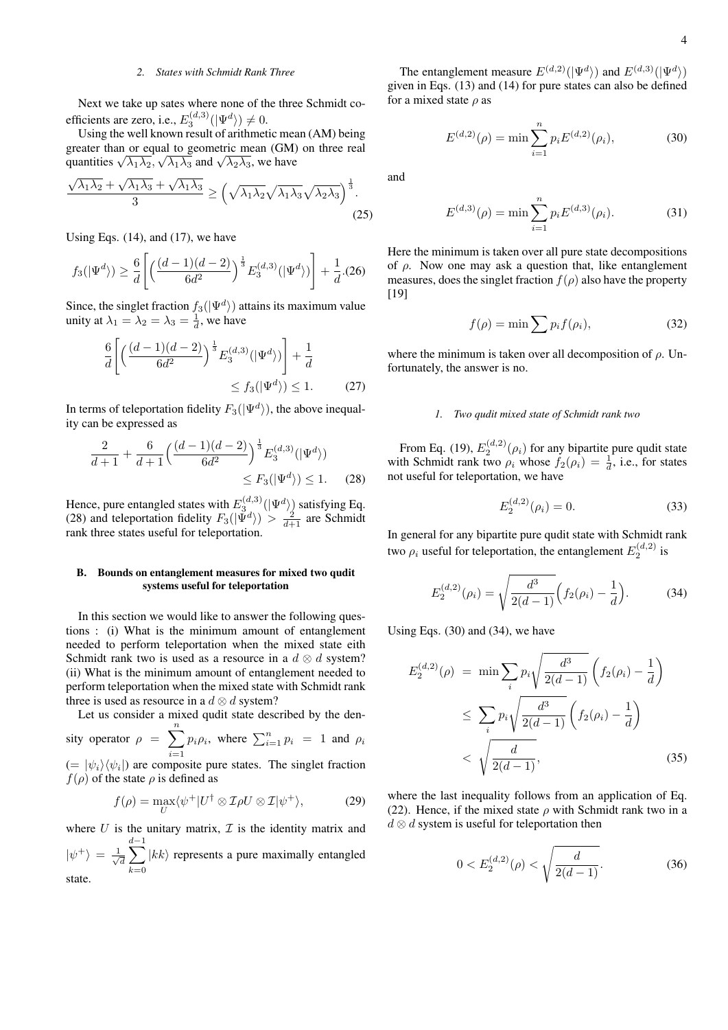#### 2. States with Schmidt Rank Three

Next we take up sates where none of the three Schmidt coefficients are zero, i.e., $E_3^{(d,3)}(|\Psi^d\rangle) \neq 0$.

Using the well known result of arithmetic mean (AM) being greater than or equal to geometric mean (GM) on three real quantities $\sqrt{\lambda_1\lambda_2}$, $\sqrt{\lambda_1\lambda_3}$ and $\sqrt{\lambda_2\lambda_3}$, we have

$$\frac{\sqrt{\lambda_1\lambda_2}+\sqrt{\lambda_1\lambda_3}+\sqrt{\lambda_1\lambda_3}}{3} \geq \Big(\sqrt{\lambda_1\lambda_2}\sqrt{\lambda_1\lambda_3}\sqrt{\lambda_2\lambda_3}\Big)^{\frac{1}{3}}. \tag{25}$$

Using Eqs. (14), and (17), we have

$$f_3(|\Psi^d\rangle) \geq \frac{6}{d}\Bigg[\Big(\frac{(d-1)(d-2)}{6d^2}\Big)^{\frac{1}{3}} E_3^{(d,3)}(|\Psi^d\rangle)\Bigg] + \frac{1}{d}. \tag{26}$$

Since, the singlet fraction $f_3(|\Psi^d\rangle)$ attains its maximum value unity at $\lambda_1 = \lambda_2 = \lambda_3 = \frac{1}{d}$, we have

$$\frac{6}{d}\Bigg[\Big(\frac{(d-1)(d-2)}{6d^2}\Big)^{\frac{1}{3}} E_3^{(d,3)}(|\Psi^d\rangle)\Bigg] + \frac{1}{d} \leq f_3(|\Psi^d\rangle) \leq 1. \tag{27}$$

In terms of teleportation fidelity $F_3(|\Psi^d\rangle)$, the above inequality can be expressed as

$$\frac{2}{d+1} + \frac{6}{d+1}\Big(\frac{(d-1)(d-2)}{6d^2}\Big)^{\frac{1}{3}} E_3^{(d,3)}(|\Psi^d\rangle) \leq F_3(|\Psi^d\rangle) \leq 1. \tag{28}$$

Hence, pure entangled states with $E_3^{(d,3)}(|\Psi^d\rangle)$ satisfying Eq. (28) and teleportation fidelity $F_3(|\Psi^d\rangle) > \frac{2}{d+1}$ are Schmidt rank three states useful for teleportation.

### B. Bounds on entanglement measures for mixed two qudit systems useful for teleportation

In this section we would like to answer the following questions : (i) What is the minimum amount of entanglement needed to perform teleportation when the mixed state eith Schmidt rank two is used as a resource in a $d \otimes d$ system? (ii) What is the minimum amount of entanglement needed to perform teleportation when the mixed state with Schmidt rank three is used as resource in a $d \otimes d$ system?

Let us consider a mixed qudit state described by the density operator $\rho = \sum_{i=1}^{n} p_i\rho_i$, where $\sum_{i=1}^{n} p_i = 1$ and $\rho_i$ $(= |\psi_i\rangle\langle\psi_i|)$ are composite pure states. The singlet fraction $f(\rho)$ of the state $\rho$ is defined as

$$f(\rho) = \max_U \langle\psi^+|U^\dagger \otimes \mathcal{I}\rho U \otimes \mathcal{I}|\psi^+\rangle, \tag{29}$$

where $U$ is the unitary matrix, $\mathcal{I}$ is the identity matrix and $|\psi^+\rangle = \frac{1}{\sqrt{d}}\sum_{k=0}^{d-1}|kk\rangle$ represents a pure maximally entangled state.

The entanglement measure $E^{(d,2)}(|\Psi^d\rangle)$ and $E^{(d,3)}(|\Psi^d\rangle)$ given in Eqs. (13) and (14) for pure states can also be defined for a mixed state $\rho$ as

$$E^{(d,2)}(\rho) = \min \sum_{i=1}^{n} p_i E^{(d,2)}(\rho_i), \tag{30}$$

and

$$E^{(d,3)}(\rho) = \min \sum_{i=1}^{n} p_i E^{(d,3)}(\rho_i). \tag{31}$$

Here the minimum is taken over all pure state decompositions of $\rho$. Now one may ask a question that, like entanglement measures, does the singlet fraction $f(\rho)$ also have the property [19]

$$f(\rho) = \min \sum p_i f(\rho_i), \tag{32}$$

where the minimum is taken over all decomposition of $\rho$. Unfortunately, the answer is no.

#### 1. Two qudit mixed state of Schmidt rank two

From Eq. (19), $E_2^{(d,2)}(\rho_i)$ for any bipartite pure qudit state with Schmidt rank two $\rho_i$ whose $f_2(\rho_i) = \frac{1}{d}$, i.e., for states not useful for teleportation, we have

$$E_2^{(d,2)}(\rho_i) = 0. \tag{33}$$

In general for any bipartite pure qudit state with Schmidt rank two $\rho_i$ useful for teleportation, the entanglement $E_2^{(d,2)}$ is

$$E_2^{(d,2)}(\rho_i) = \sqrt{\frac{d^3}{2(d-1)}}\Big(f_2(\rho_i) - \frac{1}{d}\Big). \tag{34}$$

Using Eqs. (30) and (34), we have

$$\begin{aligned}
E_2^{(d,2)}(\rho) &= \min \sum_i p_i \sqrt{\frac{d^3}{2(d-1)}}\left(f_2(\rho_i) - \frac{1}{d}\right) \\
&\leq \sum_i p_i \sqrt{\frac{d^3}{2(d-1)}}\left(f_2(\rho_i) - \frac{1}{d}\right) \\
&< \sqrt{\frac{d}{2(d-1)}},
\end{aligned} \tag{35}$$

where the last inequality follows from an application of Eq. (22). Hence, if the mixed state $\rho$ with Schmidt rank two in a $d \otimes d$ system is useful for teleportation then

$$0 < E_2^{(d,2)}(\rho) < \sqrt{\frac{d}{2(d-1)}}. \tag{36}$$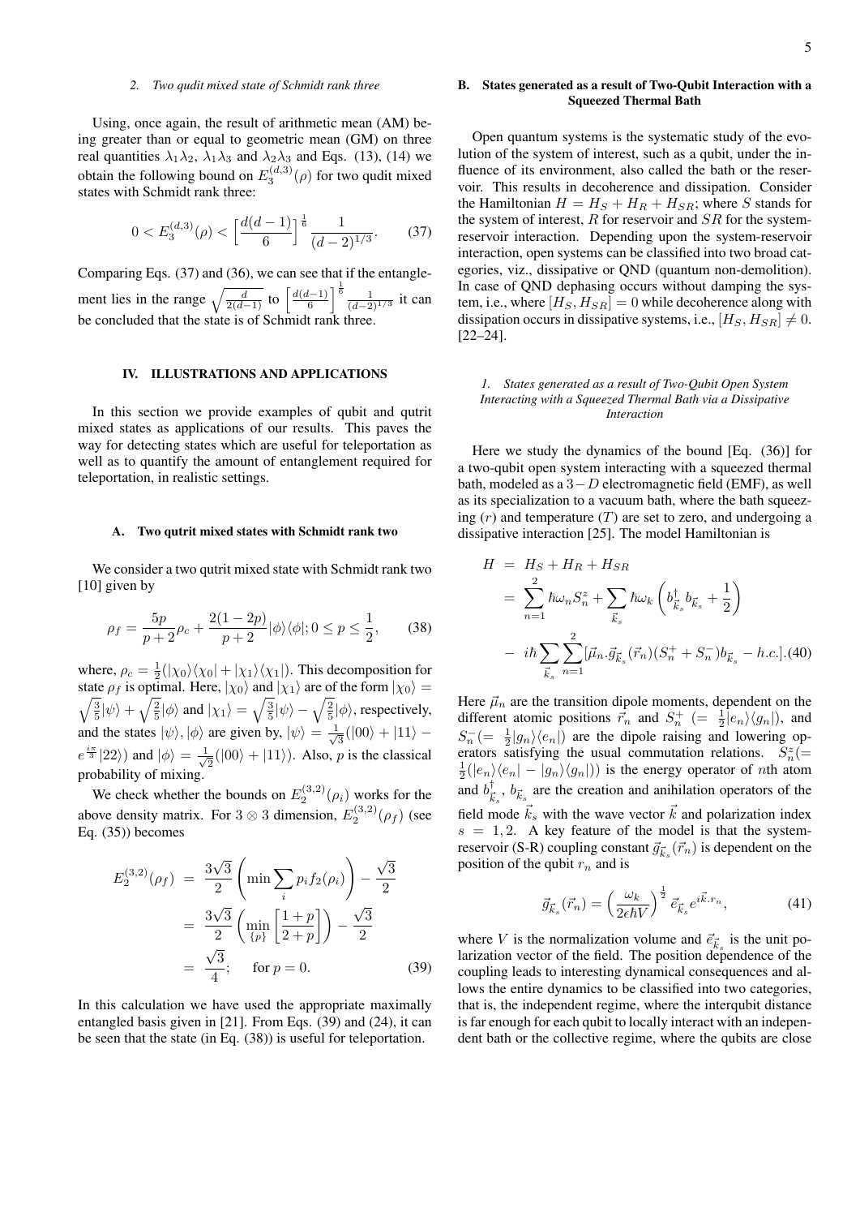### 2. Two qudit mixed state of Schmidt rank three

Using, once again, the result of arithmetic mean (AM) being greater than or equal to geometric mean (GM) on three real quantities $\lambda_1\lambda_2$, $\lambda_1\lambda_3$ and $\lambda_2\lambda_3$ and Eqs. (13), (14) we obtain the following bound on $E_3^{(d,3)}(\rho)$ for two qudit mixed states with Schmidt rank three:

$$0 < E_3^{(d,3)}(\rho) < \Big[\frac{d(d-1)}{6}\Big]^{\frac{1}{6}} \frac{1}{(d-2)^{1/3}}. \tag{37}$$

Comparing Eqs. (37) and (36), we can see that if the entanglement lies in the range $\sqrt{\frac{d}{2(d-1)}}$ to $\Big[\frac{d(d-1)}{6}\Big]^{\frac{1}{6}} \frac{1}{(d-2)^{1/3}}$ it can be concluded that the state is of Schmidt rank three.

## IV. ILLUSTRATIONS AND APPLICATIONS

In this section we provide examples of qubit and qutrit mixed states as applications of our results. This paves the way for detecting states which are useful for teleportation as well as to quantify the amount of entanglement required for teleportation, in realistic settings.

### A. Two qutrit mixed states with Schmidt rank two

We consider a two qutrit mixed state with Schmidt rank two [10] given by

$$\rho_f = \frac{5p}{p+2}\rho_c + \frac{2(1-2p)}{p+2}|\phi\rangle\langle\phi|; 0 \leq p \leq \frac{1}{2}, \tag{38}$$

where, $\rho_c = \frac{1}{2}(|\chi_0\rangle\langle\chi_0| + |\chi_1\rangle\langle\chi_1|)$. This decomposition for state $\rho_f$ is optimal. Here, $|\chi_0\rangle$ and $|\chi_1\rangle$ are of the form $|\chi_0\rangle = \sqrt{\frac{3}{5}}|\psi\rangle + \sqrt{\frac{2}{5}}|\phi\rangle$ and $|\chi_1\rangle = \sqrt{\frac{3}{5}}|\psi\rangle - \sqrt{\frac{2}{5}}|\phi\rangle$, respectively, and the states $|\psi\rangle, |\phi\rangle$ are given by, $|\psi\rangle = \frac{1}{\sqrt{3}}(|00\rangle + |11\rangle - e^{\frac{i\pi}{3}}|22\rangle)$ and $|\phi\rangle = \frac{1}{\sqrt{2}}(|00\rangle + |11\rangle)$. Also, $p$ is the classical probability of mixing.

We check whether the bounds on $E_2^{(3,2)}(\rho_i)$ works for the above density matrix. For $3 \otimes 3$ dimension, $E_2^{(3,2)}(\rho_f)$ (see Eq. (35)) becomes

$$\begin{aligned}
E_2^{(3,2)}(\rho_f) &= \frac{3\sqrt{3}}{2}\left(\min \sum_i p_i f_2(\rho_i)\right) - \frac{\sqrt{3}}{2} \\
&= \frac{3\sqrt{3}}{2}\left(\min_{\{p\}}\left[\frac{1+p}{2+p}\right]\right) - \frac{\sqrt{3}}{2} \\
&= \frac{\sqrt{3}}{4}; \quad \text{ for } p = 0.
\end{aligned} \tag{39}$$

In this calculation we have used the appropriate maximally entangled basis given in [21]. From Eqs. (39) and (24), it can be seen that the state (in Eq. (38)) is useful for teleportation.

### B. States generated as a result of Two-Qubit Interaction with a Squeezed Thermal Bath

Open quantum systems is the systematic study of the evolution of the system of interest, such as a qubit, under the influence of its environment, also called the bath or the reservoir. This results in decoherence and dissipation. Consider the Hamiltonian $H = H_S + H_R + H_{SR}$; where $S$ stands for the system of interest, $R$ for reservoir and $SR$ for the system-reservoir interaction. Depending upon the system-reservoir interaction, open systems can be classified into two broad categories, viz., dissipative or QND (quantum non-demolition). In case of QND dephasing occurs without damping the system, i.e., where $[H_S, H_{SR}] = 0$ while decoherence along with dissipation occurs in dissipative systems, i.e., $[H_S, H_{SR}] \neq 0$. [22–24].

#### 1. States generated as a result of Two-Qubit Open System Interacting with a Squeezed Thermal Bath via a Dissipative Interaction

Here we study the dynamics of the bound [Eq. (36)] for a two-qubit open system interacting with a squeezed thermal bath, modeled as a $3-D$ electromagnetic field (EMF), as well as its specialization to a vacuum bath, where the bath squeezing ($r$) and temperature ($T$) are set to zero, and undergoing a dissipative interaction [25]. The model Hamiltonian is

$$\begin{aligned}
H &= H_S + H_R + H_{SR} \\
&= \sum_{n=1}^{2} \hbar\omega_n S_n^z + \sum_{\vec{k}_s} \hbar\omega_k \left(b_{\vec{k}_s}^\dagger b_{\vec{k}_s} + \frac{1}{2}\right) \\
&- i\hbar \sum_{\vec{k}_s}\sum_{n=1}^{2} [\vec{\mu}_n.\vec{g}_{\vec{k}_s}(\vec{r}_n)(S_n^+ + S_n^-)b_{\vec{k}_s} - h.c.].
\end{aligned} \tag{40}$$

Here $\vec{\mu}_n$ are the transition dipole moments, dependent on the different atomic positions $\vec{r}_n$ and $S_n^+$ $(= \frac{1}{2}|e_n\rangle\langle g_n|)$, and $S_n^-(= \frac{1}{2}|g_n\rangle\langle e_n|)$ are the dipole raising and lowering operators satisfying the usual commutation relations. $S_n^z(= \frac{1}{2}(|e_n\rangle\langle e_n| - |g_n\rangle\langle g_n|))$ is the energy operator of $n$th atom and $b_{\vec{k}_s}^\dagger$, $b_{\vec{k}_s}$ are the creation and anihilation operators of the field mode $\vec{k}_s$ with the wave vector $\vec{k}$ and polarization index $s = 1, 2$. A key feature of the model is that the system-reservoir (S-R) coupling constant $\vec{g}_{\vec{k}_s}(\vec{r}_n)$ is dependent on the position of the qubit $r_n$ and is

$$\vec{g}_{\vec{k}_s}(\vec{r}_n) = \left(\frac{\omega_k}{2\epsilon\hbar V}\right)^{\frac{1}{2}} \vec{e}_{\vec{k}_s}\, e^{i\vec{k}.r_n}, \tag{41}$$

where $V$ is the normalization volume and $\vec{e}_{\vec{k}_s}$ is the unit polarization vector of the field. The position dependence of the coupling leads to interesting dynamical consequences and allows the entire dynamics to be classified into two categories, that is, the independent regime, where the interqubit distance is far enough for each qubit to locally interact with an independent bath or the collective regime, where the qubits are close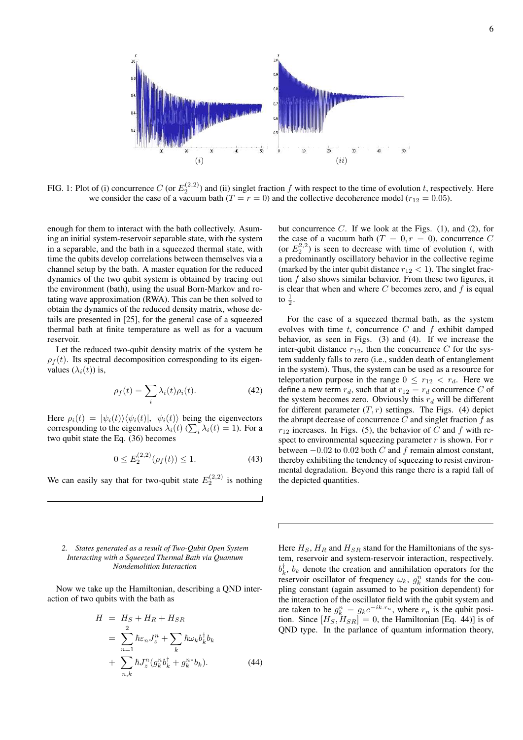FIG. 1: Plot of (i) concurrence $C$ (or $E_2^{(2,2)}$) and (ii) singlet fraction $f$ with respect to the time of evolution $t$, respectively. Here we consider the case of a vacuum bath ($T = r = 0$) and the collective decoherence model ($r_{12} = 0.05$).

enough for them to interact with the bath collectively. Asuming an initial system-reservoir separable state, with the system in a separable, and the bath in a squeezed thermal state, with time the qubits develop correlations between themselves via a channel setup by the bath. A master equation for the reduced dynamics of the two qubit system is obtained by tracing out the environment (bath), using the usual Born-Markov and rotating wave approximation (RWA). This can be then solved to obtain the dynamics of the reduced density matrix, whose details are presented in [25], for the general case of a squeezed thermal bath at finite temperature as well as for a vacuum reservoir.

Let the reduced two-qubit density matrix of the system be $\rho_f(t)$. Its spectral decomposition corresponding to its eigenvalues ($\lambda_i(t)$) is,

$$\rho_f(t) = \sum_i \lambda_i(t)\rho_i(t). \tag{42}$$

Here $\rho_i(t) = |\psi_i(t)\rangle\langle\psi_i(t)|$, $|\psi_i(t)\rangle$ being the eigenvectors corresponding to the eigenvalues $\lambda_i(t)$ ($\sum_i \lambda_i(t) = 1$). For a two qubit state the Eq. (36) becomes

$$0 \le E_2^{(2,2)}(\rho_f(t)) \le 1. \tag{43}$$

We can easily say that for two-qubit state $E_2^{(2,2)}$ is nothing but concurrence $C$. If we look at the Figs. (1), and (2), for the case of a vacuum bath ($T = 0, r = 0$), concurrence $C$ (or $E_2^{2,2}$) is seen to decrease with time of evolution $t$, with a predominantly oscillatory behavior in the collective regime (marked by the inter qubit distance $r_{12} < 1$). The singlet fraction $f$ also shows similar behavior. From these two figures, it is clear that when and where $C$ becomes zero, and $f$ is equal to $\frac{1}{2}$.

For the case of a squeezed thermal bath, as the system evolves with time $t$, concurrence $C$ and $f$ exhibit damped behavior, as seen in Figs. (3) and (4). If we increase the inter-qubit distance $r_{12}$, then the concurrence $C$ for the system suddenly falls to zero (i.e., sudden death of entanglement in the system). Thus, the system can be used as a resource for teleportation purpose in the range $0 \le r_{12} < r_d$. Here we define a new term $r_d$, such that at $r_{12} = r_d$ concurrence $C$ of the system becomes zero. Obviously this $r_d$ will be different for different parameter $(T, r)$ settings. The Figs. (4) depict the abrupt decrease of concurrence $C$ and singlet fraction $f$ as $r_{12}$ increases. In Figs. (5), the behavior of $C$ and $f$ with respect to environmental squeezing parameter $r$ is shown. For $r$ between $-0.02$ to $0.02$ both $C$ and $f$ remain almost constant, thereby exhibiting the tendency of squeezing to resist environmental degradation. Beyond this range there is a rapid fall of the depicted quantities.

#### 2. States generated as a result of Two-Qubit Open System Interacting with a Squeezed Thermal Bath via Quantum Nondemolition Interaction

Now we take up the Hamiltonian, describing a QND interaction of two qubits with the bath as

$$\begin{aligned} H &= H_S + H_R + H_{SR} \\ &= \sum_{n=1}^{2} \hbar\varepsilon_n J_z^n + \sum_k \hbar\omega_k b_k^\dagger b_k \\ &+ \sum_{n,k} \hbar J_z^n (g_k^n b_k^\dagger + g_k^{n*} b_k). \end{aligned} \tag{44}$$

Here $H_S$, $H_R$ and $H_{SR}$ stand for the Hamiltonians of the system, reservoir and system-reservoir interaction, respectively. $b_k^\dagger$, $b_k$ denote the creation and annihilation operators for the reservoir oscillator of frequency $\omega_k$, $g_k^n$ stands for the coupling constant (again assumed to be position dependent) for the interaction of the oscillator field with the qubit system and are taken to be $g_k^n = g_k e^{-ik.r_n}$, where $r_n$ is the qubit position. Since $[H_S, H_{SR}] = 0$, the Hamiltonian [Eq. 44)] is of QND type. In the parlance of quantum information theory,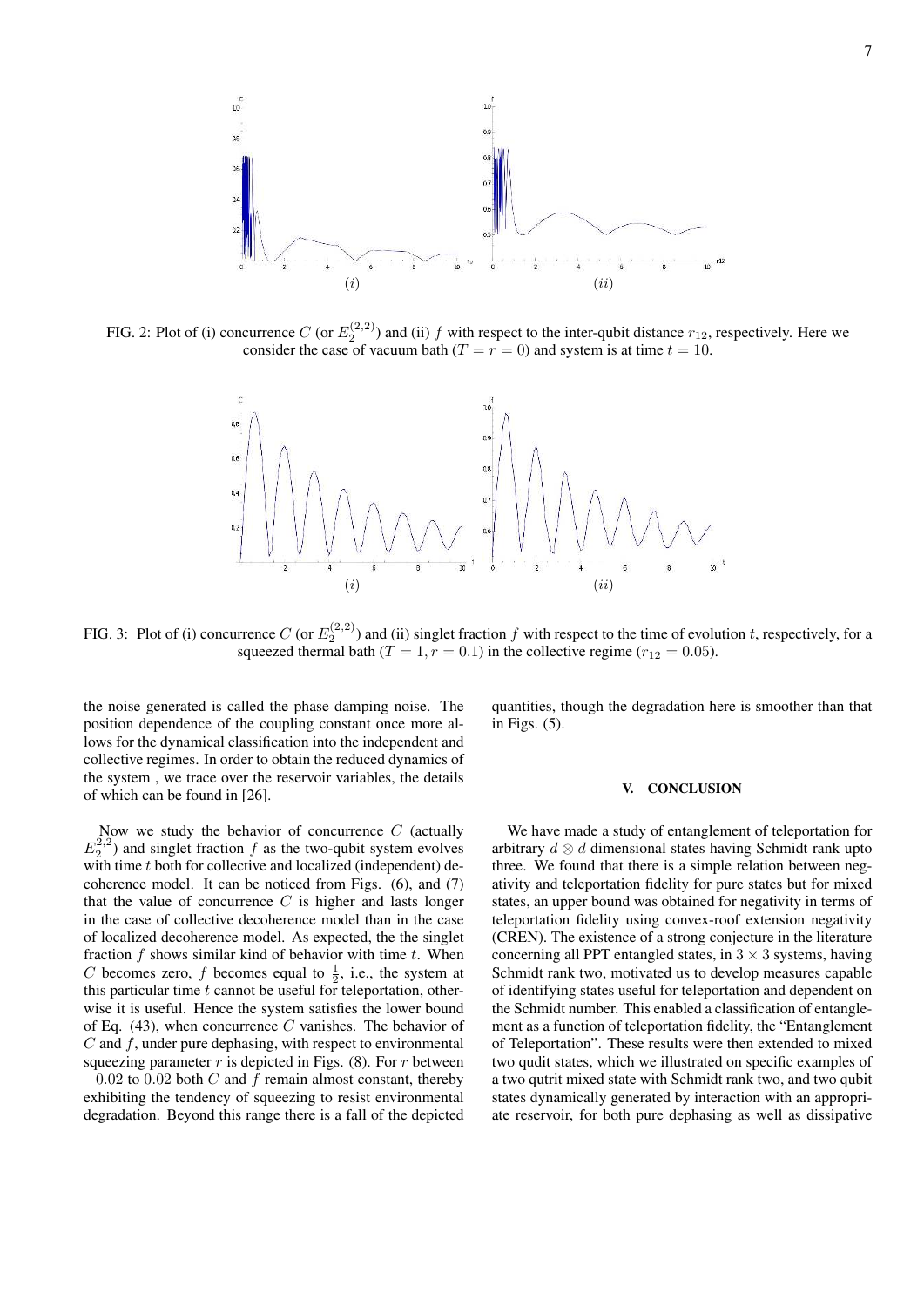FIG. 2: Plot of (i) concurrence $C$ (or $E_2^{(2,2)}$) and (ii) $f$ with respect to the inter-qubit distance $r_{12}$, respectively. Here we consider the case of vacuum bath ($T = r = 0$) and system is at time $t = 10$.

FIG. 3: Plot of (i) concurrence $C$ (or $E_2^{(2,2)}$) and (ii) singlet fraction $f$ with respect to the time of evolution $t$, respectively, for a squeezed thermal bath ($T = 1, r = 0.1$) in the collective regime ($r_{12} = 0.05$).

the noise generated is called the phase damping noise. The position dependence of the coupling constant once more allows for the dynamical classification into the independent and collective regimes. In order to obtain the reduced dynamics of the system , we trace over the reservoir variables, the details of which can be found in [26].

Now we study the behavior of concurrence $C$ (actually $E_2^{2,2}$) and singlet fraction $f$ as the two-qubit system evolves with time $t$ both for collective and localized (independent) decoherence model. It can be noticed from Figs. (6), and (7) that the value of concurrence $C$ is higher and lasts longer in the case of collective decoherence model than in the case of localized decoherence model. As expected, the the singlet fraction $f$ shows similar kind of behavior with time $t$. When $C$ becomes zero, $f$ becomes equal to $\frac{1}{2}$, i.e., the system at this particular time $t$ cannot be useful for teleportation, otherwise it is useful. Hence the system satisfies the lower bound of Eq. (43), when concurrence $C$ vanishes. The behavior of $C$ and $f$, under pure dephasing, with respect to environmental squeezing parameter $r$ is depicted in Figs. (8). For $r$ between $-0.02$ to $0.02$ both $C$ and $f$ remain almost constant, thereby exhibiting the tendency of squeezing to resist environmental degradation. Beyond this range there is a fall of the depicted quantities, though the degradation here is smoother than that in Figs. (5).

## V. CONCLUSION

We have made a study of entanglement of teleportation for arbitrary $d \otimes d$ dimensional states having Schmidt rank upto three. We found that there is a simple relation between negativity and teleportation fidelity for pure states but for mixed states, an upper bound was obtained for negativity in terms of teleportation fidelity using convex-roof extension negativity (CREN). The existence of a strong conjecture in the literature concerning all PPT entangled states, in $3 \times 3$ systems, having Schmidt rank two, motivated us to develop measures capable of identifying states useful for teleportation and dependent on the Schmidt number. This enabled a classification of entanglement as a function of teleportation fidelity, the "Entanglement of Teleportation". These results were then extended to mixed two qudit states, which we illustrated on specific examples of a two qutrit mixed state with Schmidt rank two, and two qubit states dynamically generated by interaction with an appropriate reservoir, for both pure dephasing as well as dissipative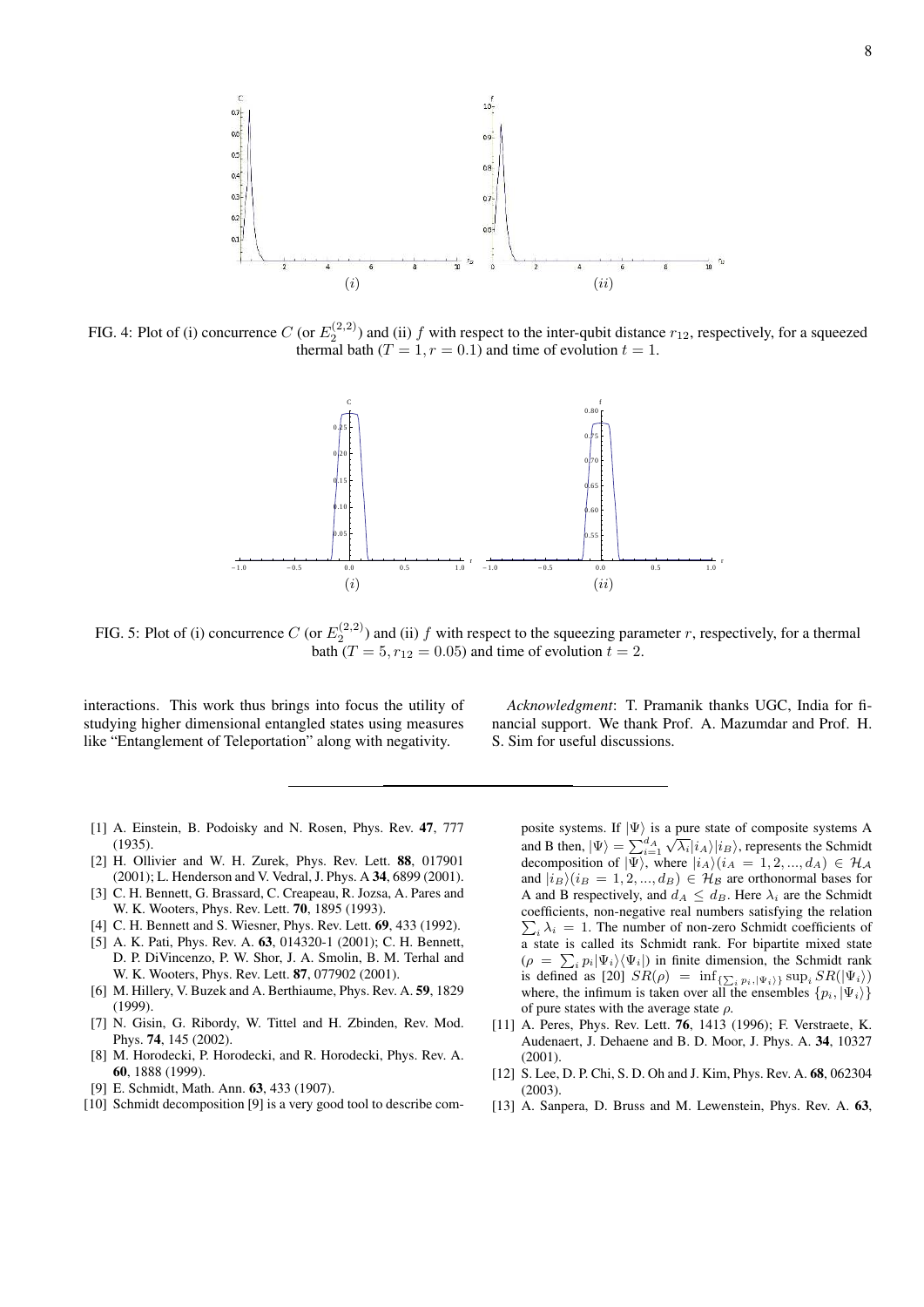FIG. 4: Plot of (i) concurrence $C$ (or $E_2^{(2,2)}$) and (ii) $f$ with respect to the inter-qubit distance $r_{12}$, respectively, for a squeezed thermal bath ($T = 1, r = 0.1$) and time of evolution $t = 1$.

FIG. 5: Plot of (i) concurrence $C$ (or $E_2^{(2,2)}$) and (ii) $f$ with respect to the squeezing parameter $r$, respectively, for a thermal bath ($T = 5, r_{12} = 0.05$) and time of evolution $t = 2$.

interactions. This work thus brings into focus the utility of studying higher dimensional entangled states using measures like "Entanglement of Teleportation" along with negativity.

*Acknowledgment*: T. Pramanik thanks UGC, India for financial support. We thank Prof. A. Mazumdar and Prof. H. S. Sim for useful discussions.

---

[1] A. Einstein, B. Podoisky and N. Rosen, Phys. Rev. **47**, 777 (1935).

[2] H. Ollivier and W. H. Zurek, Phys. Rev. Lett. **88**, 017901 (2001); L. Henderson and V. Vedral, J. Phys. A **34**, 6899 (2001).

[3] C. H. Bennett, G. Brassard, C. Creapeau, R. Jozsa, A. Pares and W. K. Wooters, Phys. Rev. Lett. **70**, 1895 (1993).

[4] C. H. Bennett and S. Wiesner, Phys. Rev. Lett. **69**, 433 (1992).

[5] A. K. Pati, Phys. Rev. A. **63**, 014320-1 (2001); C. H. Bennett, D. P. DiVincenzo, P. W. Shor, J. A. Smolin, B. M. Terhal and W. K. Wooters, Phys. Rev. Lett. **87**, 077902 (2001).

[6] M. Hillery, V. Buzek and A. Berthiaume, Phys. Rev. A. **59**, 1829 (1999).

[7] N. Gisin, G. Ribordy, W. Tittel and H. Zbinden, Rev. Mod. Phys. **74**, 145 (2002).

[8] M. Horodecki, P. Horodecki, and R. Horodecki, Phys. Rev. A. **60**, 1888 (1999).

[9] E. Schmidt, Math. Ann. **63**, 433 (1907).

[10] Schmidt decomposition [9] is a very good tool to describe composite systems. If $|\Psi\rangle$ is a pure state of composite systems A and B then, $|\Psi\rangle = \sum_{i=1}^{d_A} \sqrt{\lambda_i}|i_A\rangle|i_B\rangle$, represents the Schmidt decomposition of $|\Psi\rangle$, where $|i_A\rangle(i_A = 1, 2, ..., d_A) \in \mathcal{H}_\mathcal{A}$ and $|i_B\rangle(i_B = 1, 2, ..., d_B) \in \mathcal{H}_\mathcal{B}$ are orthonormal bases for A and B respectively, and $d_A \leq d_B$. Here $\lambda_i$ are the Schmidt coefficients, non-negative real numbers satisfying the relation $\sum_i \lambda_i = 1$. The number of non-zero Schmidt coefficients of a state is called its Schmidt rank. For bipartite mixed state ($\rho = \sum_i p_i|\Psi_i\rangle\langle\Psi_i|$) in finite dimension, the Schmidt rank is defined as [20] $SR(\rho) = \inf_{\{\sum_i p_i, |\Psi_i\rangle\}} \sup_i SR(|\Psi_i\rangle)$ where, the infimum is taken over all the ensembles $\{p_i, |\Psi_i\rangle\}$ of pure states with the average state $\rho$.

[11] A. Peres, Phys. Rev. Lett. **76**, 1413 (1996); F. Verstraete, K. Audenaert, J. Dehaene and B. D. Moor, J. Phys. A. **34**, 10327 (2001).

[12] S. Lee, D. P. Chi, S. D. Oh and J. Kim, Phys. Rev. A. **68**, 062304 (2003).

[13] A. Sanpera, D. Bruss and M. Lewenstein, Phys. Rev. A. **63**,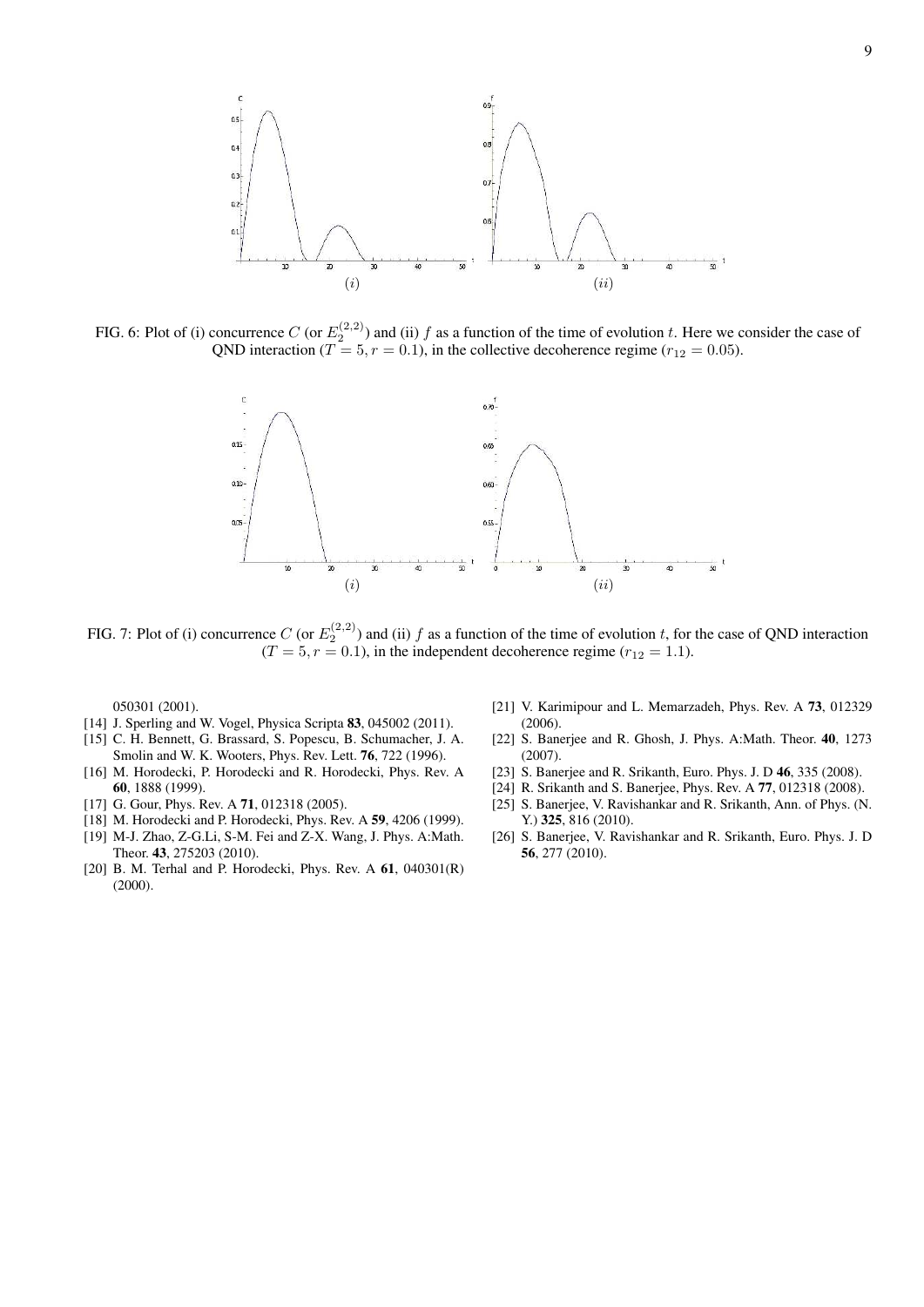FIG. 6: Plot of (i) concurrence $C$ (or $E_2^{(2,2)}$) and (ii) $f$ as a function of the time of evolution $t$. Here we consider the case of QND interaction ($T = 5, r = 0.1$), in the collective decoherence regime ($r_{12} = 0.05$).

FIG. 7: Plot of (i) concurrence $C$ (or $E_2^{(2,2)}$) and (ii) $f$ as a function of the time of evolution $t$, for the case of QND interaction ($T = 5, r = 0.1$), in the independent decoherence regime ($r_{12} = 1.1$).

050301 (2001).

[14] J. Sperling and W. Vogel, Physica Scripta **83**, 045002 (2011).

[15] C. H. Bennett, G. Brassard, S. Popescu, B. Schumacher, J. A. Smolin and W. K. Wooters, Phys. Rev. Lett. **76**, 722 (1996).

[16] M. Horodecki, P. Horodecki and R. Horodecki, Phys. Rev. A **60**, 1888 (1999).

[17] G. Gour, Phys. Rev. A **71**, 012318 (2005).

[18] M. Horodecki and P. Horodecki, Phys. Rev. A **59**, 4206 (1999).

[19] M-J. Zhao, Z-G.Li, S-M. Fei and Z-X. Wang, J. Phys. A:Math. Theor. **43**, 275203 (2010).

[20] B. M. Terhal and P. Horodecki, Phys. Rev. A **61**, 040301(R) (2000).

[21] V. Karimipour and L. Memarzadeh, Phys. Rev. A **73**, 012329 (2006).

[22] S. Banerjee and R. Ghosh, J. Phys. A:Math. Theor. **40**, 1273 (2007).

[23] S. Banerjee and R. Srikanth, Euro. Phys. J. D **46**, 335 (2008).

[24] R. Srikanth and S. Banerjee, Phys. Rev. A **77**, 012318 (2008).

[25] S. Banerjee, V. Ravishankar and R. Srikanth, Ann. of Phys. (N. Y.) **325**, 816 (2010).

[26] S. Banerjee, V. Ravishankar and R. Srikanth, Euro. Phys. J. D **56**, 277 (2010).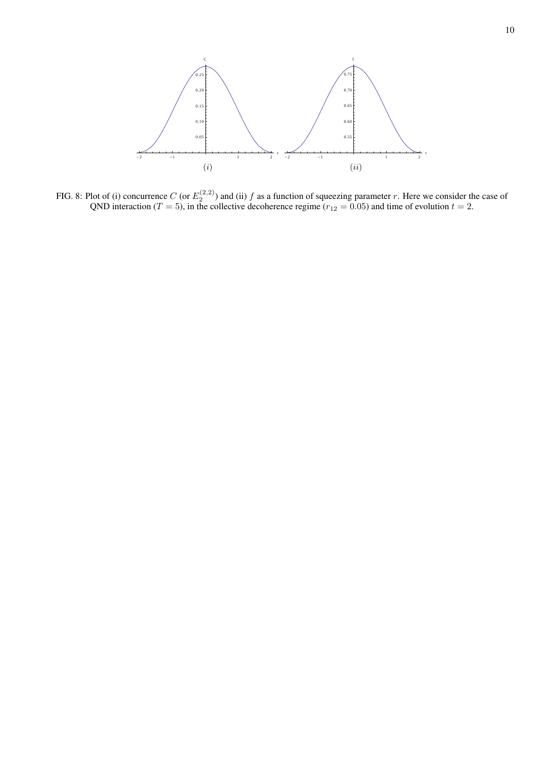C

0.25

0.20

0.15

0.10

0.05

−2 −1 1 2 r

$(i)$

f

0.75

0.70

0.65

0.60

0.55

−2 −1 1 2 r

$(ii)$

FIG. 8: Plot of (i) concurrence $C$ (or $E_2^{(2,2)}$) and (ii) $f$ as a function of squeezing parameter $r$. Here we consider the case of QND interaction ($T = 5$), in the collective decoherence regime ($r_{12} = 0.05$) and time of evolution $t = 2$.